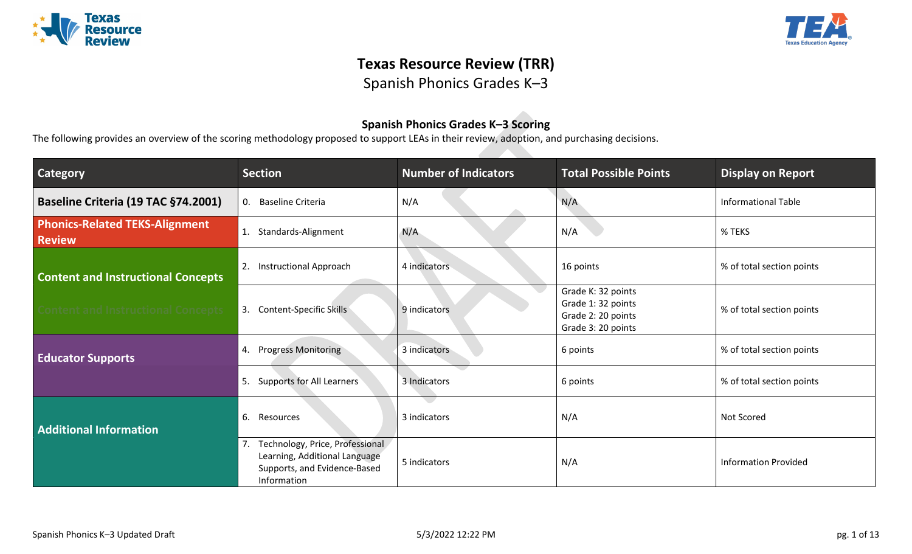# Texas Resource Review (TRR)

## Spanish Phonics Grades K–3

### Spanish Phonics Grades K–3 Scoring

The following provides an overview of the scoring methodology proposed to support LEAs in their review, adoption, and purchasing decisions.

| Category | Section | Number of Indicators | Total Possible Points | Display on Report |
|---|---|---|---|---|
| Baseline Criteria (19 TAC §74.2001) | 0. Baseline Criteria | N/A | N/A | Informational Table |
| Phonics-Related TEKS-Alignment Review | 1. Standards-Alignment | N/A | N/A | % TEKS |
| Content and Instructional Concepts | 2. Instructional Approach | 4 indicators | 16 points | % of total section points |
| Content and Instructional Concepts | 3. Content-Specific Skills | 9 indicators | Grade K: 32 points<br>Grade 1: 32 points<br>Grade 2: 20 points<br>Grade 3: 20 points | % of total section points |
| Educator Supports | 4. Progress Monitoring | 3 indicators | 6 points | % of total section points |
| | 5. Supports for All Learners | 3 Indicators | 6 points | % of total section points |
| Additional Information | 6. Resources | 3 indicators | N/A | Not Scored |
| | 7. Technology, Price, Professional Learning, Additional Language Supports, and Evidence-Based Information | 5 indicators | N/A | Information Provided |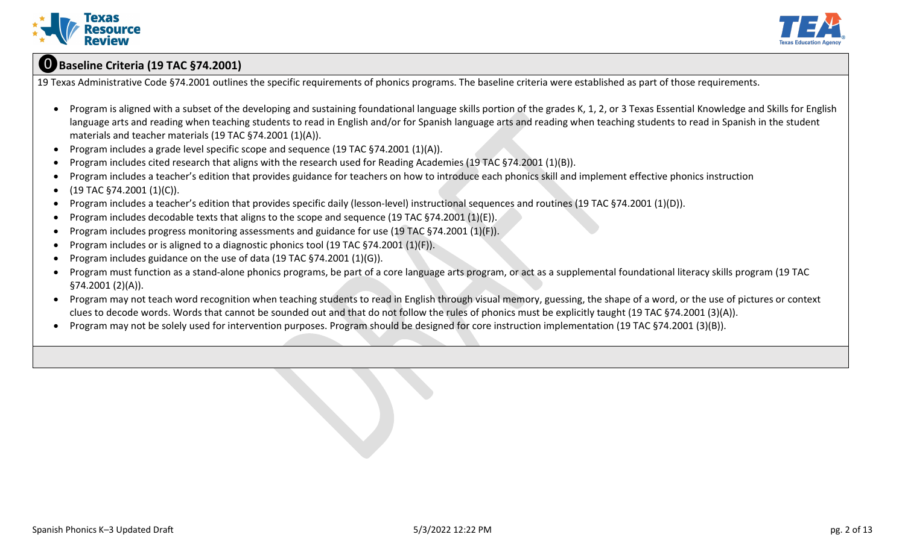## ⓿ Baseline Criteria (19 TAC §74.2001)

19 Texas Administrative Code §74.2001 outlines the specific requirements of phonics programs. The baseline criteria were established as part of those requirements.

- Program is aligned with a subset of the developing and sustaining foundational language skills portion of the grades K, 1, 2, or 3 Texas Essential Knowledge and Skills for English language arts and reading when teaching students to read in English and/or for Spanish language arts and reading when teaching students to read in Spanish in the student materials and teacher materials (19 TAC §74.2001 (1)(A)).
- Program includes a grade level specific scope and sequence (19 TAC §74.2001 (1)(A)).
- Program includes cited research that aligns with the research used for Reading Academies (19 TAC §74.2001 (1)(B)).
- Program includes a teacher's edition that provides guidance for teachers on how to introduce each phonics skill and implement effective phonics instruction
- (19 TAC §74.2001 (1)(C)).
- Program includes a teacher's edition that provides specific daily (lesson-level) instructional sequences and routines (19 TAC §74.2001 (1)(D)).
- Program includes decodable texts that aligns to the scope and sequence (19 TAC §74.2001 (1)(E)).
- Program includes progress monitoring assessments and guidance for use (19 TAC §74.2001 (1)(F)).
- Program includes or is aligned to a diagnostic phonics tool (19 TAC §74.2001 (1)(F)).
- Program includes guidance on the use of data (19 TAC §74.2001 (1)(G)).
- Program must function as a stand-alone phonics programs, be part of a core language arts program, or act as a supplemental foundational literacy skills program (19 TAC §74.2001 (2)(A)).
- Program may not teach word recognition when teaching students to read in English through visual memory, guessing, the shape of a word, or the use of pictures or context clues to decode words. Words that cannot be sounded out and that do not follow the rules of phonics must be explicitly taught (19 TAC §74.2001 (3)(A)).
- Program may not be solely used for intervention purposes. Program should be designed for core instruction implementation (19 TAC §74.2001 (3)(B)).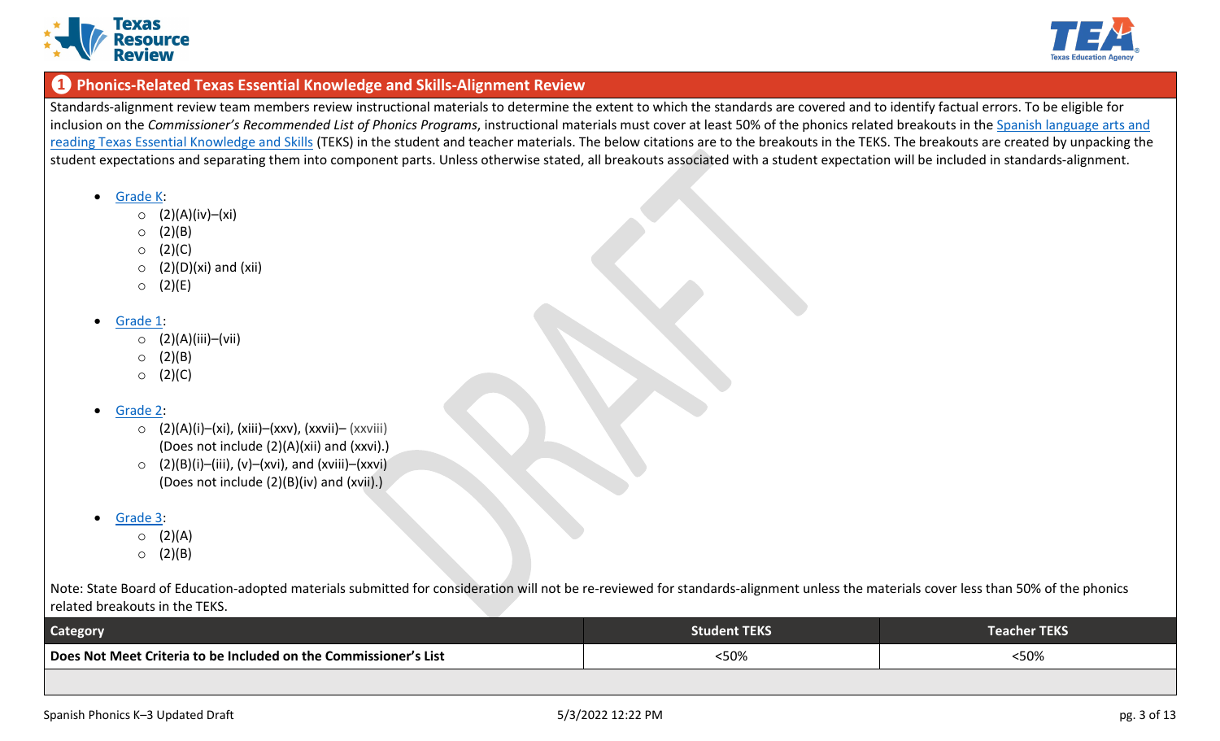## 1 Phonics-Related Texas Essential Knowledge and Skills-Alignment Review

Standards-alignment review team members review instructional materials to determine the extent to which the standards are covered and to identify factual errors. To be eligible for inclusion on the *Commissioner's Recommended List of Phonics Programs*, instructional materials must cover at least 50% of the phonics related breakouts in the Spanish language arts and reading Texas Essential Knowledge and Skills (TEKS) in the student and teacher materials. The below citations are to the breakouts in the TEKS. The breakouts are created by unpacking the student expectations and separating them into component parts. Unless otherwise stated, all breakouts associated with a student expectation will be included in standards-alignment.

- Grade K:
  - (2)(A)(iv)–(xi)
  - (2)(B)
  - (2)(C)
  - (2)(D)(xi) and (xii)
  - (2)(E)
- Grade 1:
  - (2)(A)(iii)–(vii)
  - (2)(B)
  - (2)(C)
- Grade 2:
  - (2)(A)(i)–(xi), (xiii)–(xxv), (xxvii)– (xxviii) (Does not include (2)(A)(xii) and (xxvi).)
  - (2)(B)(i)–(iii), (v)–(xvi), and (xviii)–(xxvi) (Does not include (2)(B)(iv) and (xvii).)
- Grade 3:
  - (2)(A)
  - (2)(B)

Note: State Board of Education-adopted materials submitted for consideration will not be re-reviewed for standards-alignment unless the materials cover less than 50% of the phonics related breakouts in the TEKS.

| Category | Student TEKS | Teacher TEKS |
|---|---|---|
| **Does Not Meet Criteria to be Included on the Commissioner's List** | <50% | <50% |
| | | |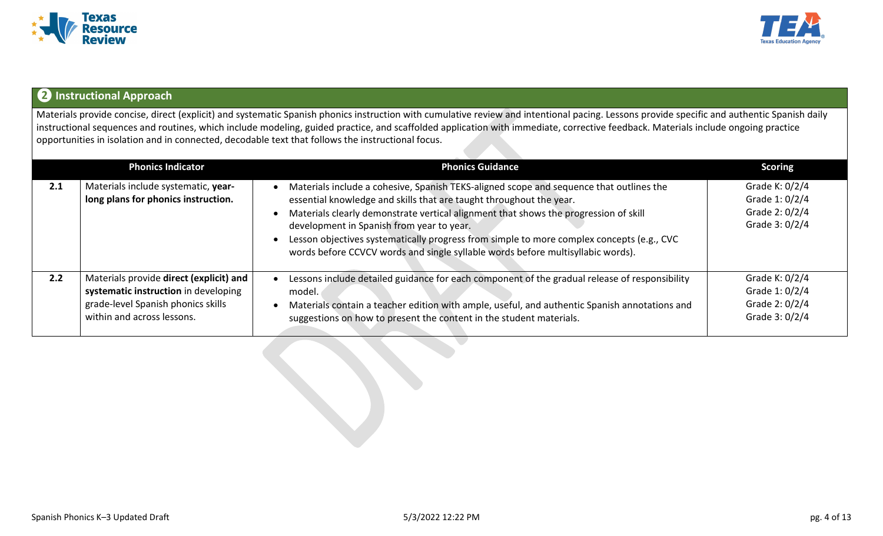## ❷ Instructional Approach

Materials provide concise, direct (explicit) and systematic Spanish phonics instruction with cumulative review and intentional pacing. Lessons provide specific and authentic Spanish daily instructional sequences and routines, which include modeling, guided practice, and scaffolded application with immediate, corrective feedback. Materials include ongoing practice opportunities in isolation and in connected, decodable text that follows the instructional focus.

| | Phonics Indicator | Phonics Guidance | Scoring |
|---|---|---|---|
| **2.1** | Materials include systematic, **year-long plans for phonics instruction.** | • Materials include a cohesive, Spanish TEKS-aligned scope and sequence that outlines the essential knowledge and skills that are taught throughout the year.<br>• Materials clearly demonstrate vertical alignment that shows the progression of skill development in Spanish from year to year.<br>• Lesson objectives systematically progress from simple to more complex concepts (e.g., CVC words before CCVCV words and single syllable words before multisyllabic words). | Grade K: 0/2/4<br>Grade 1: 0/2/4<br>Grade 2: 0/2/4<br>Grade 3: 0/2/4 |
| **2.2** | Materials provide **direct (explicit) and systematic instruction** in developing grade-level Spanish phonics skills within and across lessons. | • Lessons include detailed guidance for each component of the gradual release of responsibility model.<br>• Materials contain a teacher edition with ample, useful, and authentic Spanish annotations and suggestions on how to present the content in the student materials. | Grade K: 0/2/4<br>Grade 1: 0/2/4<br>Grade 2: 0/2/4<br>Grade 3: 0/2/4 |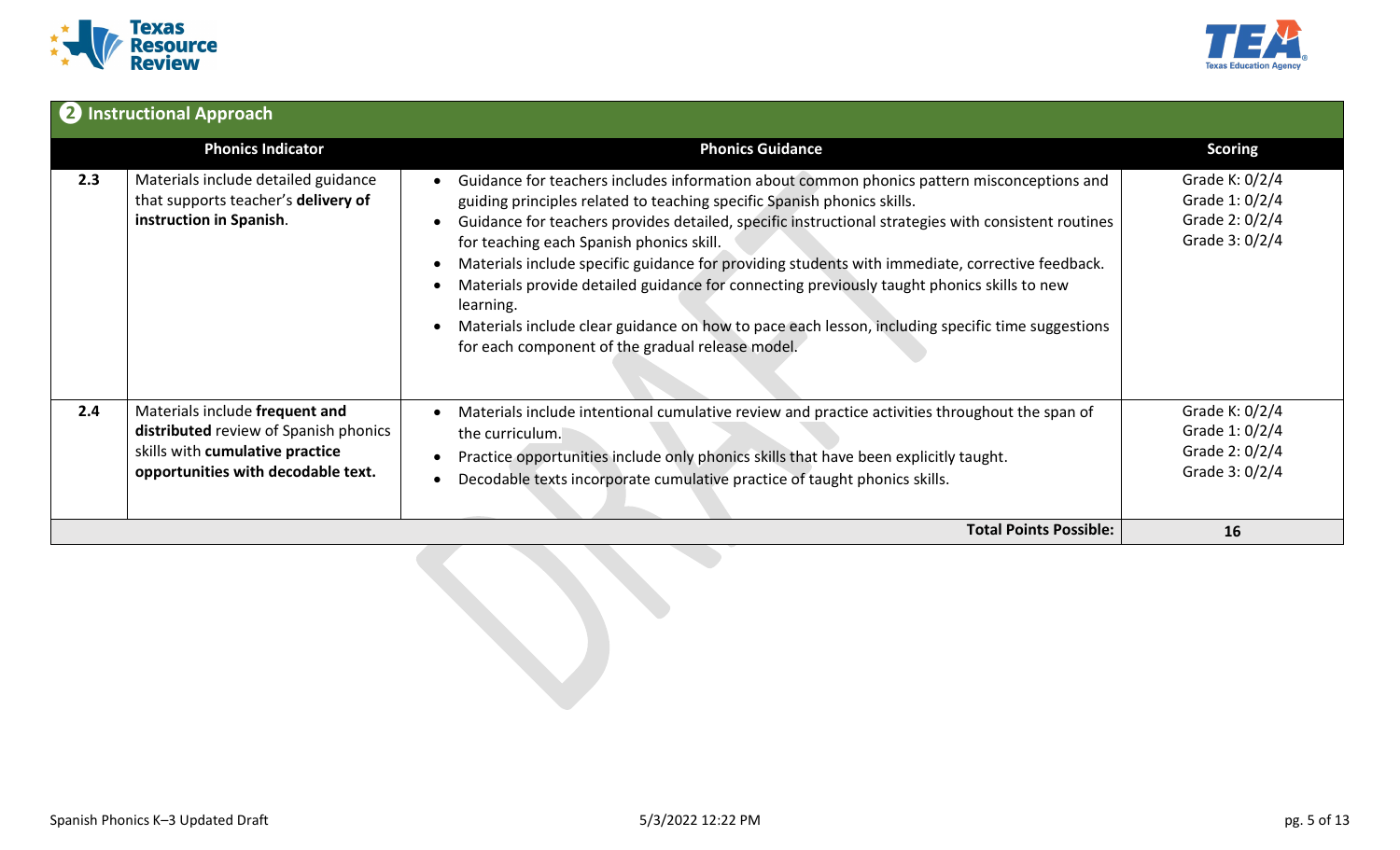## 2 Instructional Approach

| | Phonics Indicator | Phonics Guidance | Scoring |
|---|---|---|---|
| **2.3** | Materials include detailed guidance that supports teacher's **delivery of instruction in Spanish**. | • Guidance for teachers includes information about common phonics pattern misconceptions and guiding principles related to teaching specific Spanish phonics skills.<br>• Guidance for teachers provides detailed, specific instructional strategies with consistent routines for teaching each Spanish phonics skill.<br>• Materials include specific guidance for providing students with immediate, corrective feedback.<br>• Materials provide detailed guidance for connecting previously taught phonics skills to new learning.<br>• Materials include clear guidance on how to pace each lesson, including specific time suggestions for each component of the gradual release model. | Grade K: 0/2/4<br>Grade 1: 0/2/4<br>Grade 2: 0/2/4<br>Grade 3: 0/2/4 |
| **2.4** | Materials include **frequent and distributed** review of Spanish phonics skills with **cumulative practice opportunities with decodable text.** | • Materials include intentional cumulative review and practice activities throughout the span of the curriculum.<br>• Practice opportunities include only phonics skills that have been explicitly taught.<br>• Decodable texts incorporate cumulative practice of taught phonics skills. | Grade K: 0/2/4<br>Grade 1: 0/2/4<br>Grade 2: 0/2/4<br>Grade 3: 0/2/4 |
| | | **Total Points Possible:** | **16** |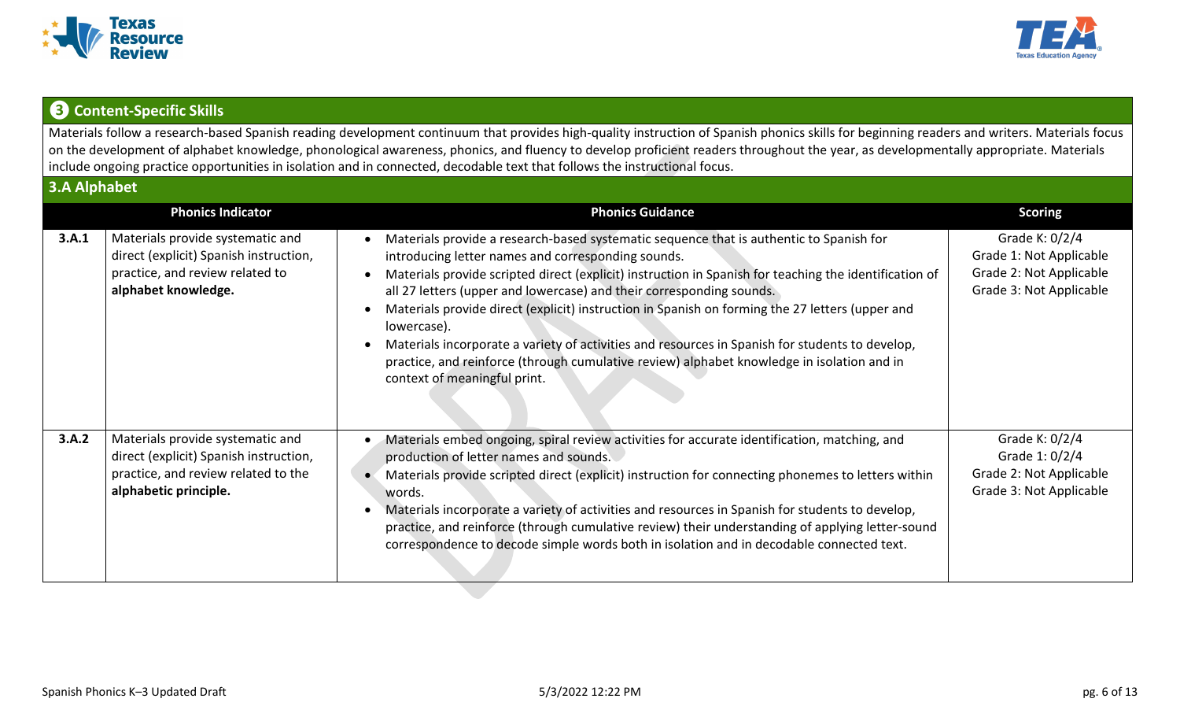## ❸ Content-Specific Skills

Materials follow a research-based Spanish reading development continuum that provides high-quality instruction of Spanish phonics skills for beginning readers and writers. Materials focus on the development of alphabet knowledge, phonological awareness, phonics, and fluency to develop proficient readers throughout the year, as developmentally appropriate. Materials include ongoing practice opportunities in isolation and in connected, decodable text that follows the instructional focus.

### 3.A Alphabet

| | Phonics Indicator | Phonics Guidance | Scoring |
|---|---|---|---|
| **3.A.1** | Materials provide systematic and direct (explicit) Spanish instruction, practice, and review related to **alphabet knowledge.** | • Materials provide a research-based systematic sequence that is authentic to Spanish for introducing letter names and corresponding sounds.<br>• Materials provide scripted direct (explicit) instruction in Spanish for teaching the identification of all 27 letters (upper and lowercase) and their corresponding sounds.<br>• Materials provide direct (explicit) instruction in Spanish on forming the 27 letters (upper and lowercase).<br>• Materials incorporate a variety of activities and resources in Spanish for students to develop, practice, and reinforce (through cumulative review) alphabet knowledge in isolation and in context of meaningful print. | Grade K: 0/2/4<br>Grade 1: Not Applicable<br>Grade 2: Not Applicable<br>Grade 3: Not Applicable |
| **3.A.2** | Materials provide systematic and direct (explicit) Spanish instruction, practice, and review related to the **alphabetic principle.** | • Materials embed ongoing, spiral review activities for accurate identification, matching, and production of letter names and sounds.<br>• Materials provide scripted direct (explicit) instruction for connecting phonemes to letters within words.<br>• Materials incorporate a variety of activities and resources in Spanish for students to develop, practice, and reinforce (through cumulative review) their understanding of applying letter-sound correspondence to decode simple words both in isolation and in decodable connected text. | Grade K: 0/2/4<br>Grade 1: 0/2/4<br>Grade 2: Not Applicable<br>Grade 3: Not Applicable |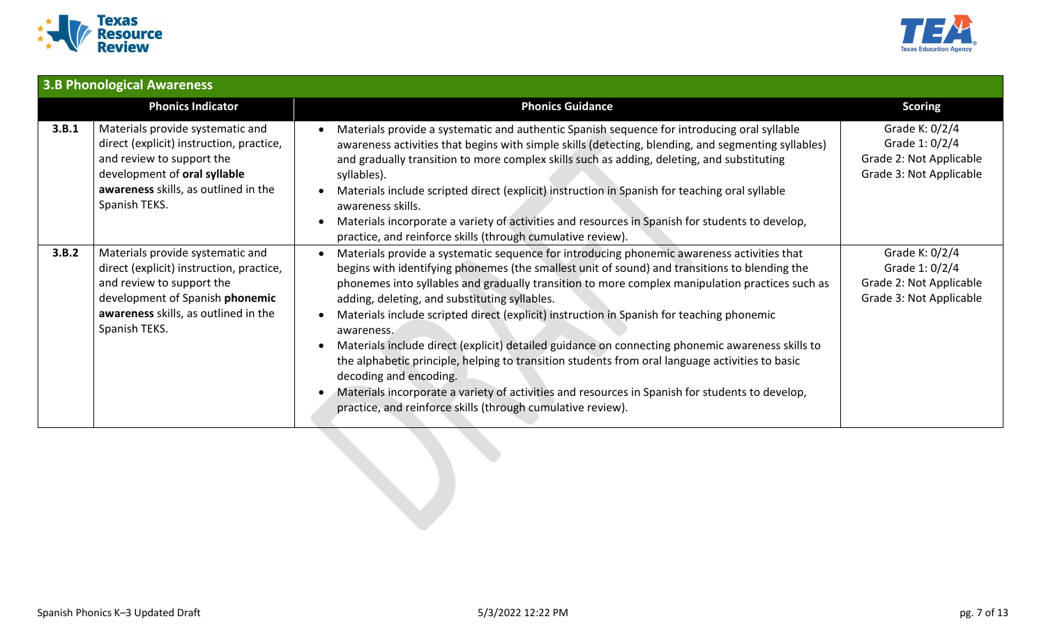## 3.B Phonological Awareness

| | Phonics Indicator | Phonics Guidance | Scoring |
|---|---|---|---|
| **3.B.1** | Materials provide systematic and direct (explicit) instruction, practice, and review to support the development of **oral syllable awareness** skills, as outlined in the Spanish TEKS. | • Materials provide a systematic and authentic Spanish sequence for introducing oral syllable awareness activities that begins with simple skills (detecting, blending, and segmenting syllables) and gradually transition to more complex skills such as adding, deleting, and substituting syllables).<br>• Materials include scripted direct (explicit) instruction in Spanish for teaching oral syllable awareness skills.<br>• Materials incorporate a variety of activities and resources in Spanish for students to develop, practice, and reinforce skills (through cumulative review). | Grade K: 0/2/4<br>Grade 1: 0/2/4<br>Grade 2: Not Applicable<br>Grade 3: Not Applicable |
| **3.B.2** | Materials provide systematic and direct (explicit) instruction, practice, and review to support the development of Spanish **phonemic awareness** skills, as outlined in the Spanish TEKS. | • Materials provide a systematic sequence for introducing phonemic awareness activities that begins with identifying phonemes (the smallest unit of sound) and transitions to blending the phonemes into syllables and gradually transition to more complex manipulation practices such as adding, deleting, and substituting syllables.<br>• Materials include scripted direct (explicit) instruction in Spanish for teaching phonemic awareness.<br>• Materials include direct (explicit) detailed guidance on connecting phonemic awareness skills to the alphabetic principle, helping to transition students from oral language activities to basic decoding and encoding.<br>• Materials incorporate a variety of activities and resources in Spanish for students to develop, practice, and reinforce skills (through cumulative review). | Grade K: 0/2/4<br>Grade 1: 0/2/4<br>Grade 2: Not Applicable<br>Grade 3: Not Applicable |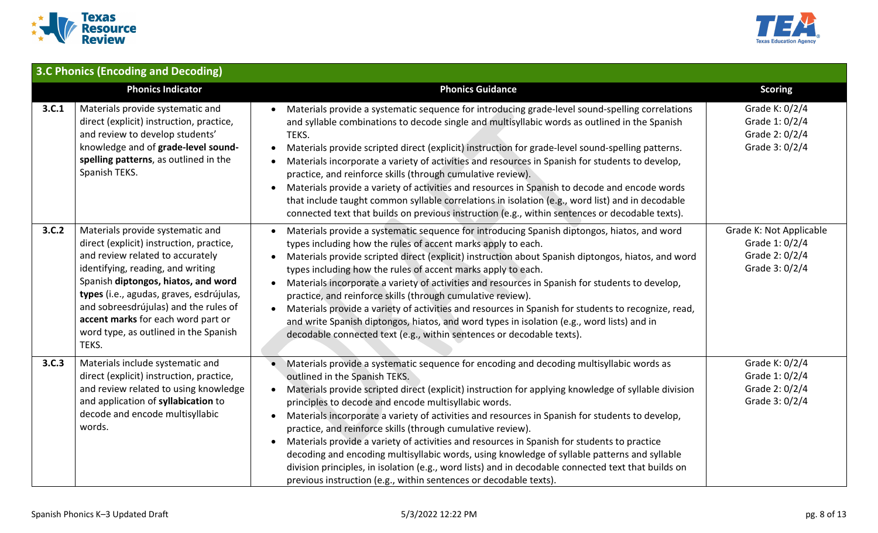| 3.C Phonics (Encoding and Decoding) | | | |
|---|---|---|---|
| | **Phonics Indicator** | **Phonics Guidance** | **Scoring** |
| **3.C.1** | Materials provide systematic and direct (explicit) instruction, practice, and review to develop students' knowledge and of **grade-level sound-spelling patterns**, as outlined in the Spanish TEKS. | • Materials provide a systematic sequence for introducing grade-level sound-spelling correlations and syllable combinations to decode single and multisyllabic words as outlined in the Spanish TEKS.<br>• Materials provide scripted direct (explicit) instruction for grade-level sound-spelling patterns.<br>• Materials incorporate a variety of activities and resources in Spanish for students to develop, practice, and reinforce skills (through cumulative review).<br>• Materials provide a variety of activities and resources in Spanish to decode and encode words that include taught common syllable correlations in isolation (e.g., word list) and in decodable connected text that builds on previous instruction (e.g., within sentences or decodable texts). | Grade K: 0/2/4<br>Grade 1: 0/2/4<br>Grade 2: 0/2/4<br>Grade 3: 0/2/4 |
| **3.C.2** | Materials provide systematic and direct (explicit) instruction, practice, and review related to accurately identifying, reading, and writing Spanish **diptongos, hiatos, and word types** (i.e., agudas, graves, esdrújulas, and sobreesdrújulas) and the rules of **accent marks** for each word part or word type, as outlined in the Spanish TEKS. | • Materials provide a systematic sequence for introducing Spanish diptongos, hiatos, and word types including how the rules of accent marks apply to each.<br>• Materials provide scripted direct (explicit) instruction about Spanish diptongos, hiatos, and word types including how the rules of accent marks apply to each.<br>• Materials incorporate a variety of activities and resources in Spanish for students to develop, practice, and reinforce skills (through cumulative review).<br>• Materials provide a variety of activities and resources in Spanish for students to recognize, read, and write Spanish diptongos, hiatos, and word types in isolation (e.g., word lists) and in decodable connected text (e.g., within sentences or decodable texts). | Grade K: Not Applicable<br>Grade 1: 0/2/4<br>Grade 2: 0/2/4<br>Grade 3: 0/2/4 |
| **3.C.3** | Materials include systematic and direct (explicit) instruction, practice, and review related to using knowledge and application of **syllabication** to decode and encode multisyllabic words. | • Materials provide a systematic sequence for encoding and decoding multisyllabic words as outlined in the Spanish TEKS.<br>• Materials provide scripted direct (explicit) instruction for applying knowledge of syllable division principles to decode and encode multisyllabic words.<br>• Materials incorporate a variety of activities and resources in Spanish for students to develop, practice, and reinforce skills (through cumulative review).<br>• Materials provide a variety of activities and resources in Spanish for students to practice decoding and encoding multisyllabic words, using knowledge of syllable patterns and syllable division principles, in isolation (e.g., word lists) and in decodable connected text that builds on previous instruction (e.g., within sentences or decodable texts). | Grade K: 0/2/4<br>Grade 1: 0/2/4<br>Grade 2: 0/2/4<br>Grade 3: 0/2/4 |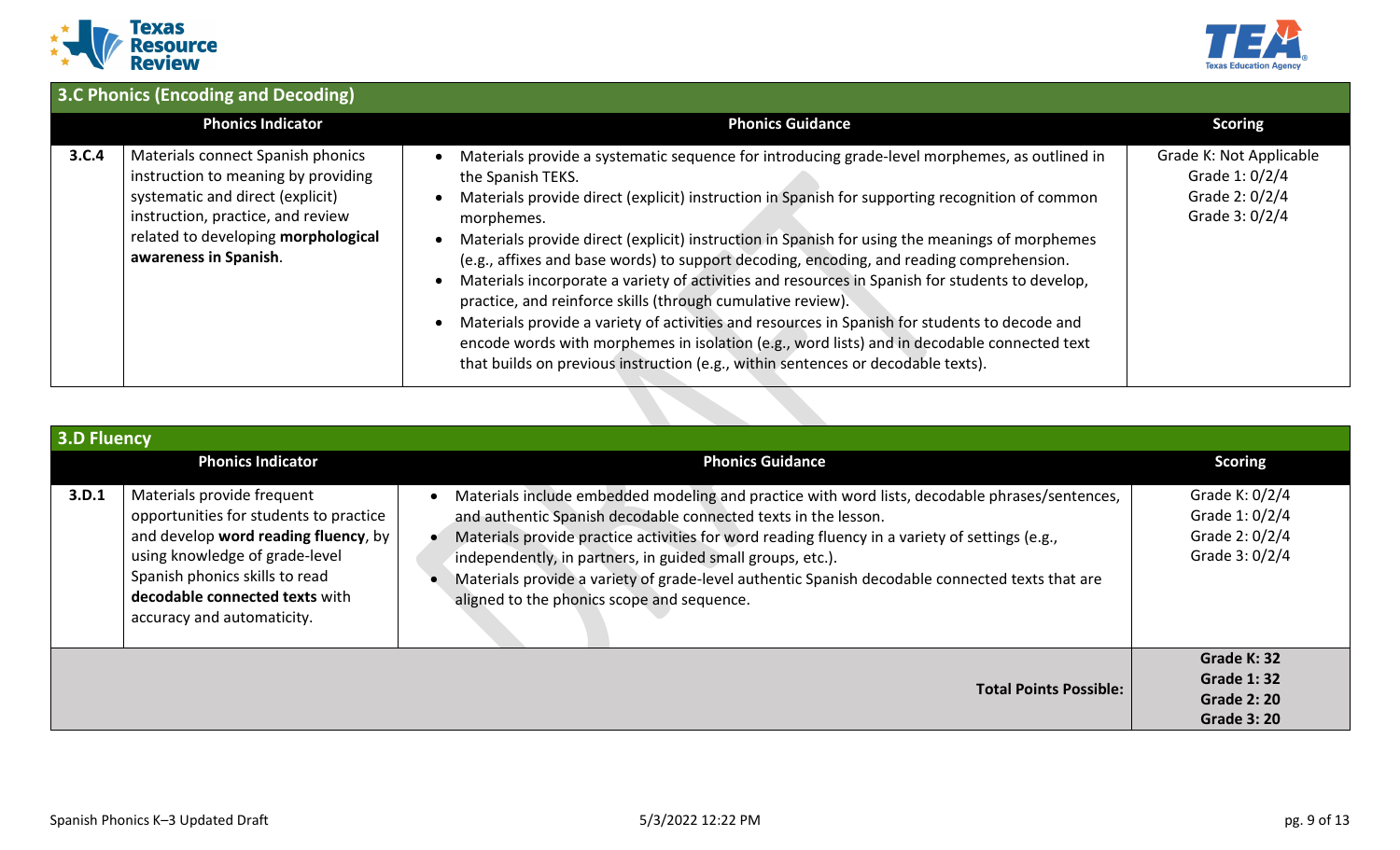## 3.C Phonics (Encoding and Decoding)

| | Phonics Indicator | Phonics Guidance | Scoring |
|---|---|---|---|
| **3.C.4** | Materials connect Spanish phonics instruction to meaning by providing systematic and direct (explicit) instruction, practice, and review related to developing **morphological awareness in Spanish**. | • Materials provide a systematic sequence for introducing grade-level morphemes, as outlined in the Spanish TEKS.<br>• Materials provide direct (explicit) instruction in Spanish for supporting recognition of common morphemes.<br>• Materials provide direct (explicit) instruction in Spanish for using the meanings of morphemes (e.g., affixes and base words) to support decoding, encoding, and reading comprehension.<br>• Materials incorporate a variety of activities and resources in Spanish for students to develop, practice, and reinforce skills (through cumulative review).<br>• Materials provide a variety of activities and resources in Spanish for students to decode and encode words with morphemes in isolation (e.g., word lists) and in decodable connected text that builds on previous instruction (e.g., within sentences or decodable texts). | Grade K: Not Applicable<br>Grade 1: 0/2/4<br>Grade 2: 0/2/4<br>Grade 3: 0/2/4 |

## 3.D Fluency

| | Phonics Indicator | Phonics Guidance | Scoring |
|---|---|---|---|
| **3.D.1** | Materials provide frequent opportunities for students to practice and develop **word reading fluency**, by using knowledge of grade-level Spanish phonics skills to read **decodable connected texts** with accuracy and automaticity. | • Materials include embedded modeling and practice with word lists, decodable phrases/sentences, and authentic Spanish decodable connected texts in the lesson.<br>• Materials provide practice activities for word reading fluency in a variety of settings (e.g., independently, in partners, in guided small groups, etc.).<br>• Materials provide a variety of grade-level authentic Spanish decodable connected texts that are aligned to the phonics scope and sequence. | Grade K: 0/2/4<br>Grade 1: 0/2/4<br>Grade 2: 0/2/4<br>Grade 3: 0/2/4 |
| | | **Total Points Possible:** | **Grade K: 32**<br>**Grade 1: 32**<br>**Grade 2: 20**<br>**Grade 3: 20** |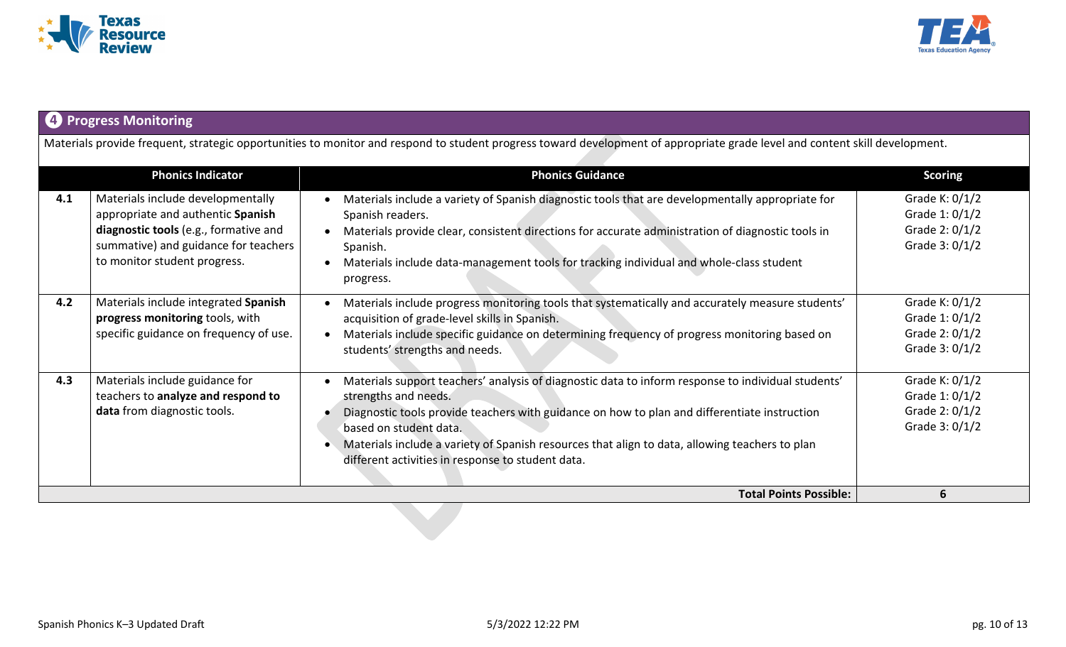## ❹ Progress Monitoring

Materials provide frequent, strategic opportunities to monitor and respond to student progress toward development of appropriate grade level and content skill development.

| | Phonics Indicator | Phonics Guidance | Scoring |
|---|---|---|---|
| 4.1 | Materials include developmentally appropriate and authentic **Spanish diagnostic tools** (e.g., formative and summative) and guidance for teachers to monitor student progress. | • Materials include a variety of Spanish diagnostic tools that are developmentally appropriate for Spanish readers.<br>• Materials provide clear, consistent directions for accurate administration of diagnostic tools in Spanish.<br>• Materials include data-management tools for tracking individual and whole-class student progress. | Grade K: 0/1/2<br>Grade 1: 0/1/2<br>Grade 2: 0/1/2<br>Grade 3: 0/1/2 |
| 4.2 | Materials include integrated **Spanish progress monitoring** tools, with specific guidance on frequency of use. | • Materials include progress monitoring tools that systematically and accurately measure students' acquisition of grade-level skills in Spanish.<br>• Materials include specific guidance on determining frequency of progress monitoring based on students' strengths and needs. | Grade K: 0/1/2<br>Grade 1: 0/1/2<br>Grade 2: 0/1/2<br>Grade 3: 0/1/2 |
| 4.3 | Materials include guidance for teachers to **analyze and respond to data** from diagnostic tools. | • Materials support teachers' analysis of diagnostic data to inform response to individual students' strengths and needs.<br>• Diagnostic tools provide teachers with guidance on how to plan and differentiate instruction based on student data.<br>• Materials include a variety of Spanish resources that align to data, allowing teachers to plan different activities in response to student data. | Grade K: 0/1/2<br>Grade 1: 0/1/2<br>Grade 2: 0/1/2<br>Grade 3: 0/1/2 |
| | | **Total Points Possible:** | **6** |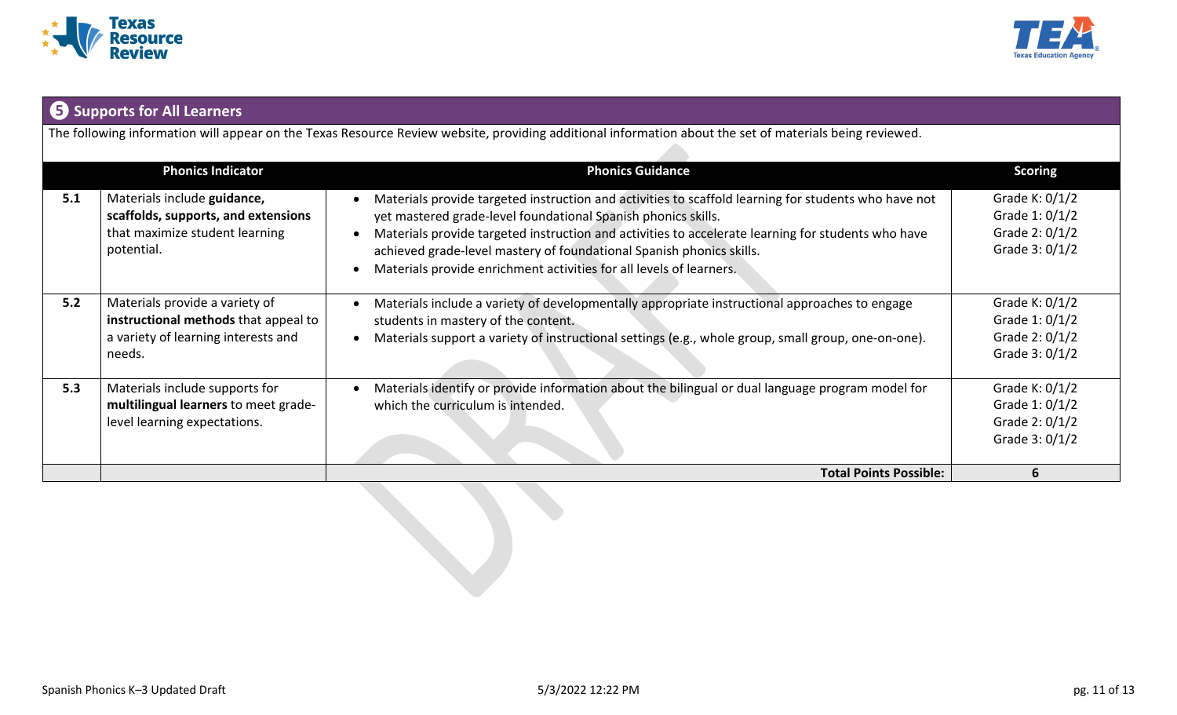## ❺ Supports for All Learners

The following information will appear on the Texas Resource Review website, providing additional information about the set of materials being reviewed.

| | Phonics Indicator | Phonics Guidance | Scoring |
|---|---|---|---|
| **5.1** | Materials include **guidance, scaffolds, supports, and extensions** that maximize student learning potential. | • Materials provide targeted instruction and activities to scaffold learning for students who have not yet mastered grade-level foundational Spanish phonics skills.<br>• Materials provide targeted instruction and activities to accelerate learning for students who have achieved grade-level mastery of foundational Spanish phonics skills.<br>• Materials provide enrichment activities for all levels of learners. | Grade K: 0/1/2<br>Grade 1: 0/1/2<br>Grade 2: 0/1/2<br>Grade 3: 0/1/2 |
| **5.2** | Materials provide a variety of **instructional methods** that appeal to a variety of learning interests and needs. | • Materials include a variety of developmentally appropriate instructional approaches to engage students in mastery of the content.<br>• Materials support a variety of instructional settings (e.g., whole group, small group, one-on-one). | Grade K: 0/1/2<br>Grade 1: 0/1/2<br>Grade 2: 0/1/2<br>Grade 3: 0/1/2 |
| **5.3** | Materials include supports for **multilingual learners** to meet grade-level learning expectations. | • Materials identify or provide information about the bilingual or dual language program model for which the curriculum is intended. | Grade K: 0/1/2<br>Grade 1: 0/1/2<br>Grade 2: 0/1/2<br>Grade 3: 0/1/2 |
| | | **Total Points Possible:** | **6** |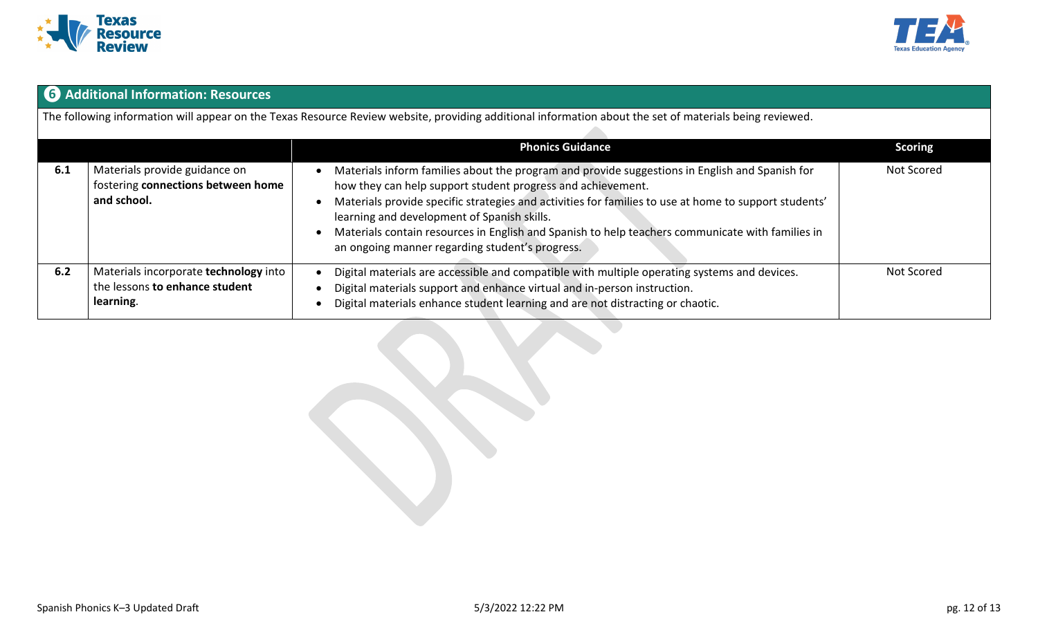## 6 Additional Information: Resources

The following information will appear on the Texas Resource Review website, providing additional information about the set of materials being reviewed.

| | | Phonics Guidance | Scoring |
|---|---|---|---|
| **6.1** | Materials provide guidance on fostering **connections between home and school.** | • Materials inform families about the program and provide suggestions in English and Spanish for how they can help support student progress and achievement.<br>• Materials provide specific strategies and activities for families to use at home to support students' learning and development of Spanish skills.<br>• Materials contain resources in English and Spanish to help teachers communicate with families in an ongoing manner regarding student's progress. | Not Scored |
| **6.2** | Materials incorporate **technology** into the lessons **to enhance student learning**. | • Digital materials are accessible and compatible with multiple operating systems and devices.<br>• Digital materials support and enhance virtual and in-person instruction.<br>• Digital materials enhance student learning and are not distracting or chaotic. | Not Scored |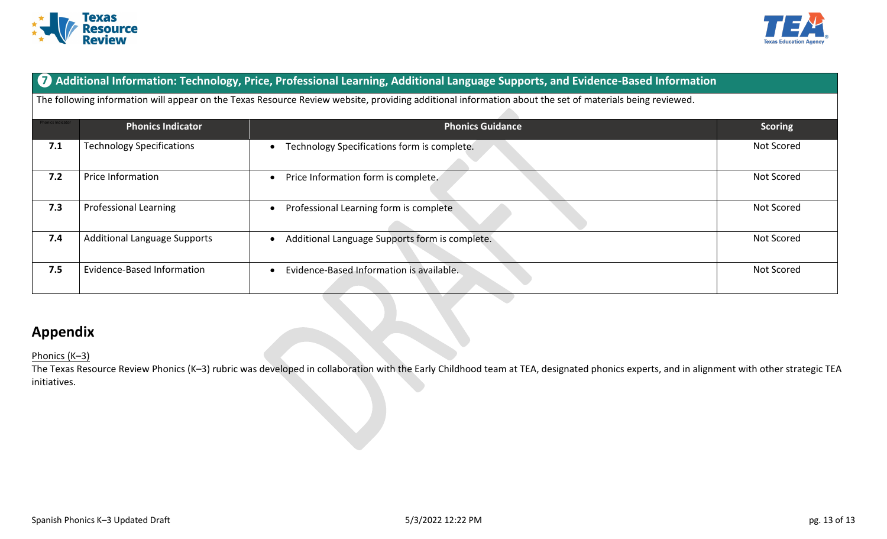## ❼ Additional Information: Technology, Price, Professional Learning, Additional Language Supports, and Evidence-Based Information

The following information will appear on the Texas Resource Review website, providing additional information about the set of materials being reviewed.

| Phonics Indicator | Phonics Indicator | Phonics Guidance | Scoring |
|---|---|---|---|
| **7.1** | Technology Specifications | • Technology Specifications form is complete. | Not Scored |
| **7.2** | Price Information | • Price Information form is complete. | Not Scored |
| **7.3** | Professional Learning | • Professional Learning form is complete | Not Scored |
| **7.4** | Additional Language Supports | • Additional Language Supports form is complete. | Not Scored |
| **7.5** | Evidence-Based Information | • Evidence-Based Information is available. | Not Scored |

## Appendix

Phonics (K–3)

The Texas Resource Review Phonics (K–3) rubric was developed in collaboration with the Early Childhood team at TEA, designated phonics experts, and in alignment with other strategic TEA initiatives.